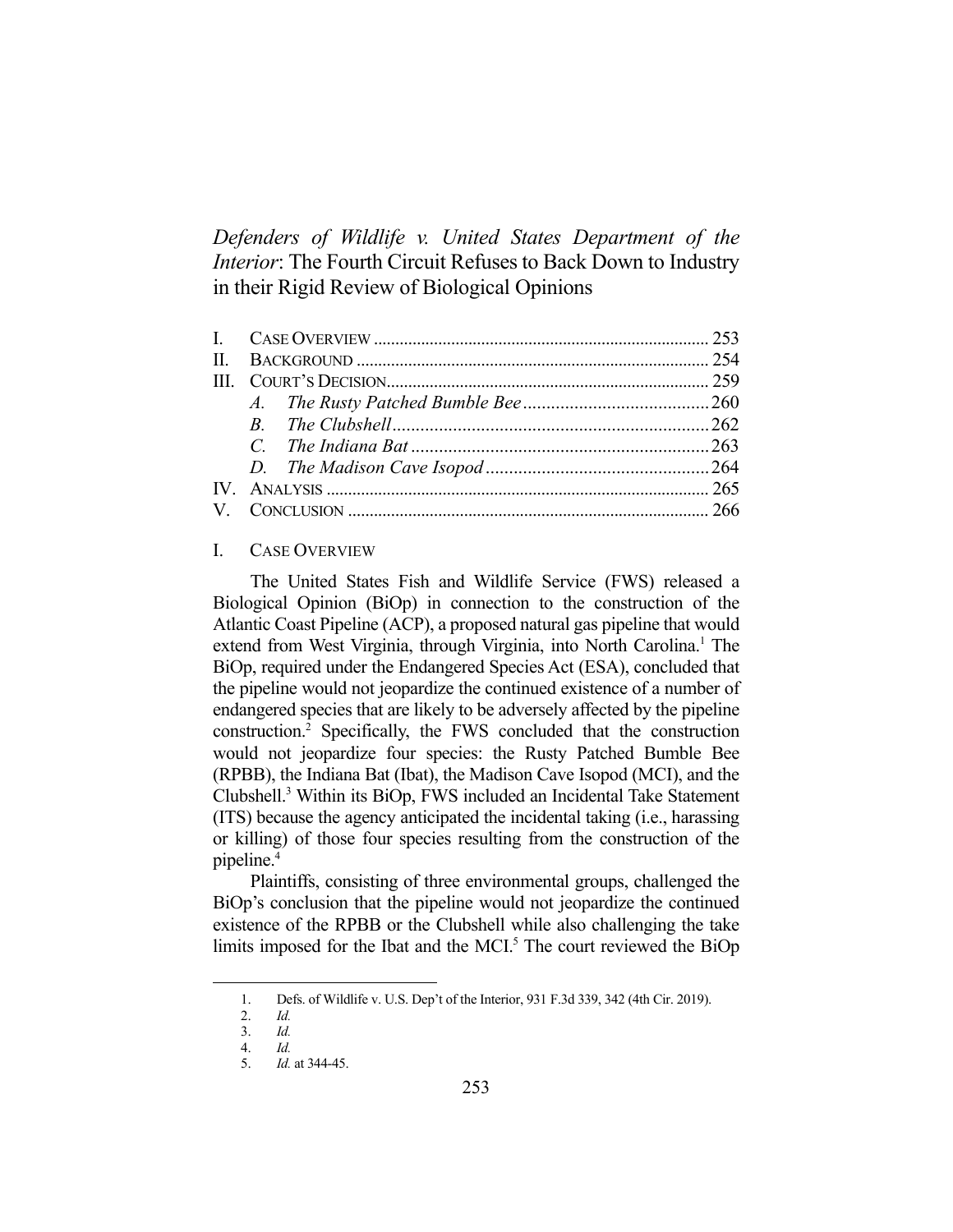# *Defenders of Wildlife v. United States Department of the Interior*: The Fourth Circuit Refuses to Back Down to Industry in their Rigid Review of Biological Opinions

| | | |
|---|---|---|
| I. | CASE OVERVIEW | 253 |
| II. | BACKGROUND | 254 |
| III. | COURT'S DECISION | 259 |
| | *A. The Rusty Patched Bumble Bee* | 260 |
| | *B. The Clubshell* | 262 |
| | *C. The Indiana Bat* | 263 |
| | *D. The Madison Cave Isopod* | 264 |
| IV. | ANALYSIS | 265 |
| V. | CONCLUSION | 266 |

## I. CASE OVERVIEW

The United States Fish and Wildlife Service (FWS) released a Biological Opinion (BiOp) in connection to the construction of the Atlantic Coast Pipeline (ACP), a proposed natural gas pipeline that would extend from West Virginia, through Virginia, into North Carolina.[1] The BiOp, required under the Endangered Species Act (ESA), concluded that the pipeline would not jeopardize the continued existence of a number of endangered species that are likely to be adversely affected by the pipeline construction.[2] Specifically, the FWS concluded that the construction would not jeopardize four species: the Rusty Patched Bumble Bee (RPBB), the Indiana Bat (Ibat), the Madison Cave Isopod (MCI), and the Clubshell.[3] Within its BiOp, FWS included an Incidental Take Statement (ITS) because the agency anticipated the incidental taking (i.e., harassing or killing) of those four species resulting from the construction of the pipeline.[4]

Plaintiffs, consisting of three environmental groups, challenged the BiOp's conclusion that the pipeline would not jeopardize the continued existence of the RPBB or the Clubshell while also challenging the take limits imposed for the Ibat and the MCI.[5] The court reviewed the BiOp

---

1. Defs. of Wildlife v. U.S. Dep't of the Interior, 931 F.3d 339, 342 (4th Cir. 2019).
2. *Id.*
3. *Id.*
4. *Id.*
5. *Id.* at 344-45.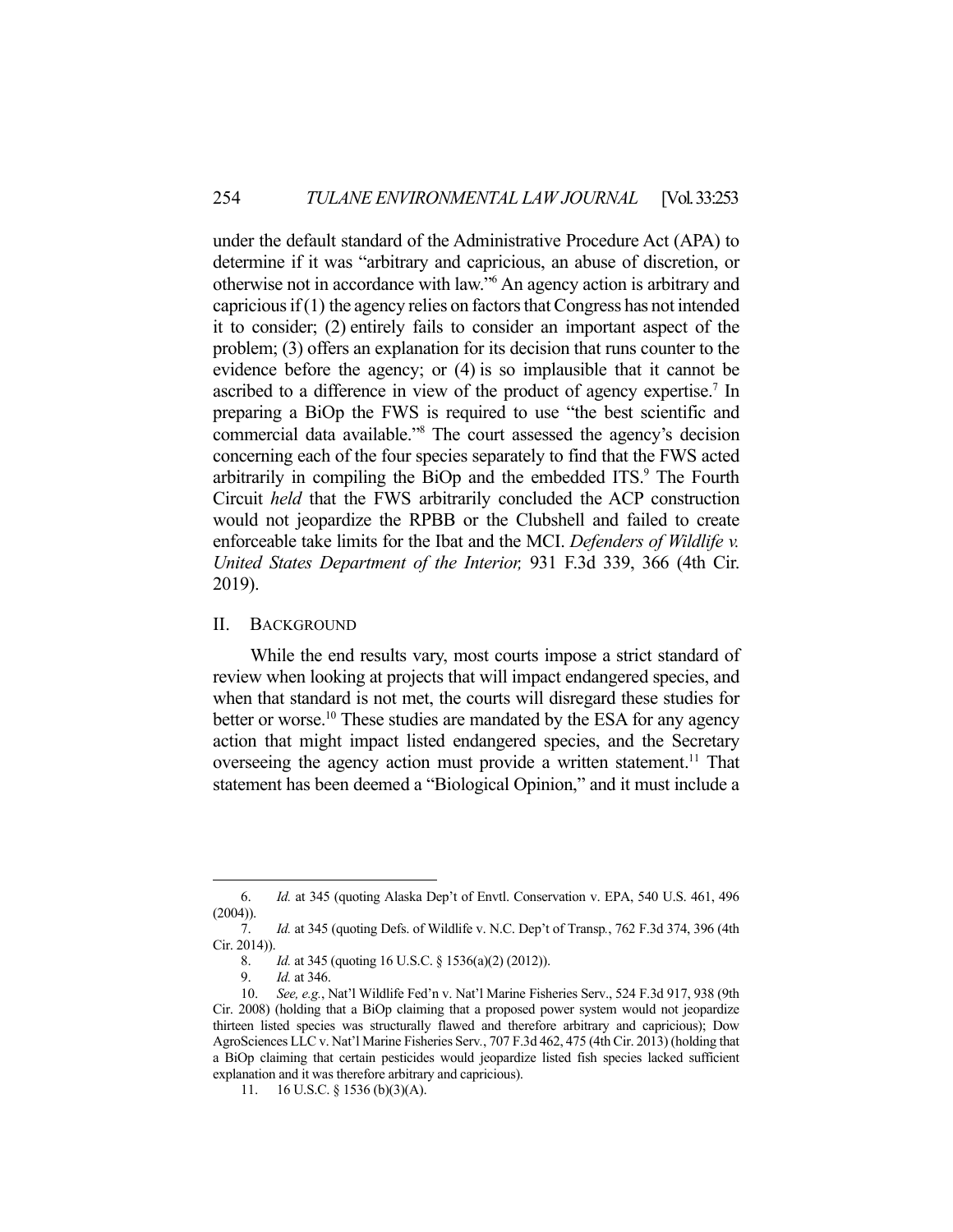under the default standard of the Administrative Procedure Act (APA) to determine if it was "arbitrary and capricious, an abuse of discretion, or otherwise not in accordance with law."[6] An agency action is arbitrary and capricious if (1) the agency relies on factors that Congress has not intended it to consider; (2) entirely fails to consider an important aspect of the problem; (3) offers an explanation for its decision that runs counter to the evidence before the agency; or (4) is so implausible that it cannot be ascribed to a difference in view of the product of agency expertise.[7] In preparing a BiOp the FWS is required to use "the best scientific and commercial data available."[8] The court assessed the agency's decision concerning each of the four species separately to find that the FWS acted arbitrarily in compiling the BiOp and the embedded ITS.[9] The Fourth Circuit *held* that the FWS arbitrarily concluded the ACP construction would not jeopardize the RPBB or the Clubshell and failed to create enforceable take limits for the Ibat and the MCI. *Defenders of Wildlife v. United States Department of the Interior,* 931 F.3d 339, 366 (4th Cir. 2019).

## II. Background

While the end results vary, most courts impose a strict standard of review when looking at projects that will impact endangered species, and when that standard is not met, the courts will disregard these studies for better or worse.[10] These studies are mandated by the ESA for any agency action that might impact listed endangered species, and the Secretary overseeing the agency action must provide a written statement.[11] That statement has been deemed a "Biological Opinion," and it must include a

---

6. *Id.* at 345 (quoting Alaska Dep't of Envtl. Conservation v. EPA, 540 U.S. 461, 496 (2004)).

7. *Id.* at 345 (quoting Defs. of Wildlife v. N.C. Dep't of Transp., 762 F.3d 374, 396 (4th Cir. 2014)).

8. *Id.* at 345 (quoting 16 U.S.C. § 1536(a)(2) (2012)).

9. *Id.* at 346.

10. *See, e.g.*, Nat'l Wildlife Fed'n v. Nat'l Marine Fisheries Serv., 524 F.3d 917, 938 (9th Cir. 2008) (holding that a BiOp claiming that a proposed power system would not jeopardize thirteen listed species was structurally flawed and therefore arbitrary and capricious); Dow AgroSciences LLC v. Nat'l Marine Fisheries Serv., 707 F.3d 462, 475 (4th Cir. 2013) (holding that a BiOp claiming that certain pesticides would jeopardize listed fish species lacked sufficient explanation and it was therefore arbitrary and capricious).

11. 16 U.S.C. § 1536 (b)(3)(A).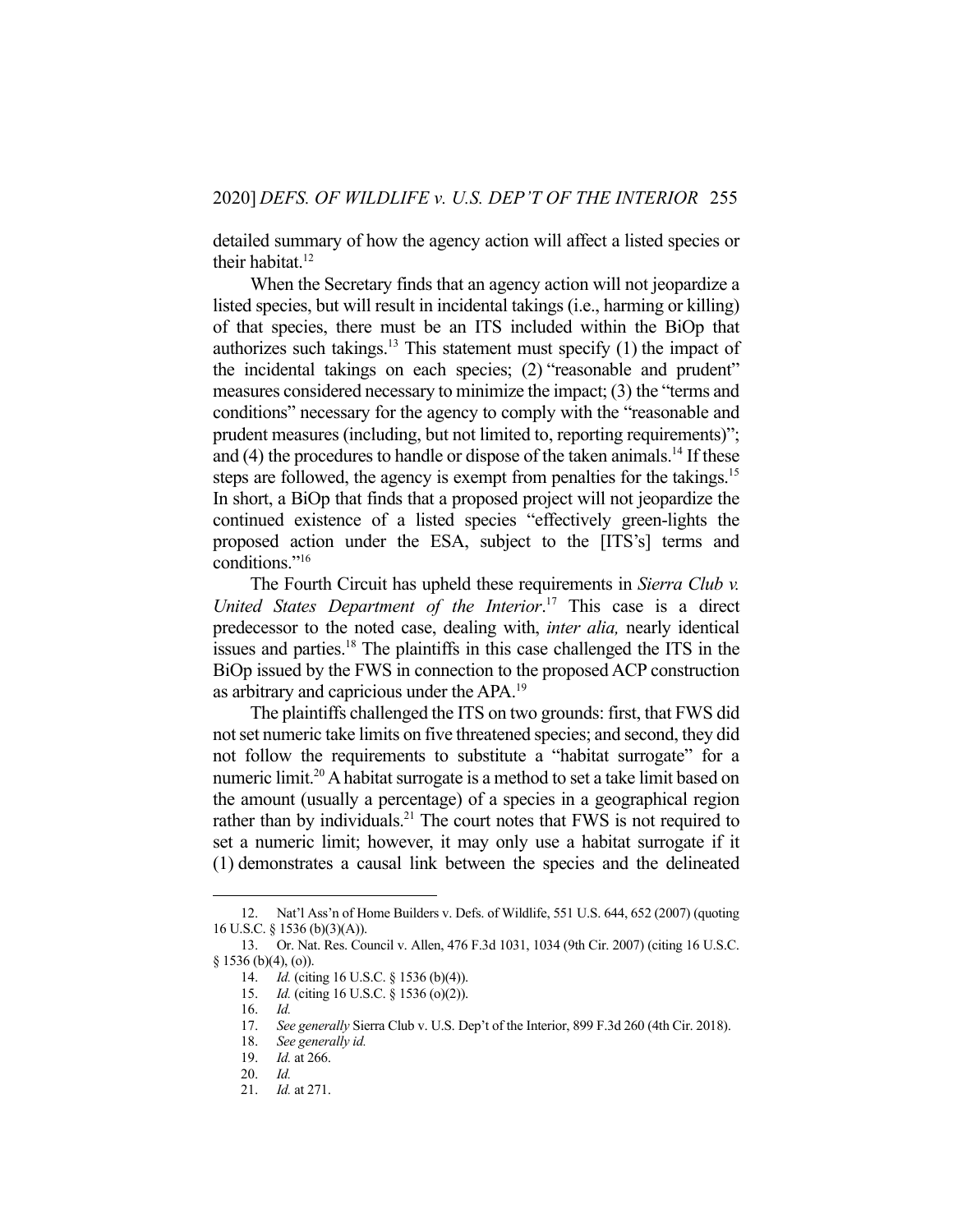detailed summary of how the agency action will affect a listed species or their habitat.[12]

When the Secretary finds that an agency action will not jeopardize a listed species, but will result in incidental takings (i.e., harming or killing) of that species, there must be an ITS included within the BiOp that authorizes such takings.[13] This statement must specify (1) the impact of the incidental takings on each species; (2) "reasonable and prudent" measures considered necessary to minimize the impact; (3) the "terms and conditions" necessary for the agency to comply with the "reasonable and prudent measures (including, but not limited to, reporting requirements)"; and (4) the procedures to handle or dispose of the taken animals.[14] If these steps are followed, the agency is exempt from penalties for the takings.[15] In short, a BiOp that finds that a proposed project will not jeopardize the continued existence of a listed species "effectively green-lights the proposed action under the ESA, subject to the [ITS's] terms and conditions."[16]

The Fourth Circuit has upheld these requirements in *Sierra Club v. United States Department of the Interior*.[17] This case is a direct predecessor to the noted case, dealing with, *inter alia,* nearly identical issues and parties.[18] The plaintiffs in this case challenged the ITS in the BiOp issued by the FWS in connection to the proposed ACP construction as arbitrary and capricious under the APA.[19]

The plaintiffs challenged the ITS on two grounds: first, that FWS did not set numeric take limits on five threatened species; and second, they did not follow the requirements to substitute a "habitat surrogate" for a numeric limit.[20] A habitat surrogate is a method to set a take limit based on the amount (usually a percentage) of a species in a geographical region rather than by individuals.[21] The court notes that FWS is not required to set a numeric limit; however, it may only use a habitat surrogate if it (1) demonstrates a causal link between the species and the delineated

---

12. Nat'l Ass'n of Home Builders v. Defs. of Wildlife, 551 U.S. 644, 652 (2007) (quoting 16 U.S.C. § 1536 (b)(3)(A)).
13. Or. Nat. Res. Council v. Allen, 476 F.3d 1031, 1034 (9th Cir. 2007) (citing 16 U.S.C. § 1536 (b)(4), (o)).
14. *Id.* (citing 16 U.S.C. § 1536 (b)(4)).
15. *Id.* (citing 16 U.S.C. § 1536 (o)(2)).
16. *Id.*
17. *See generally* Sierra Club v. U.S. Dep't of the Interior, 899 F.3d 260 (4th Cir. 2018).
18. *See generally id.*
19. *Id.* at 266.
20. *Id.*
21. *Id.* at 271.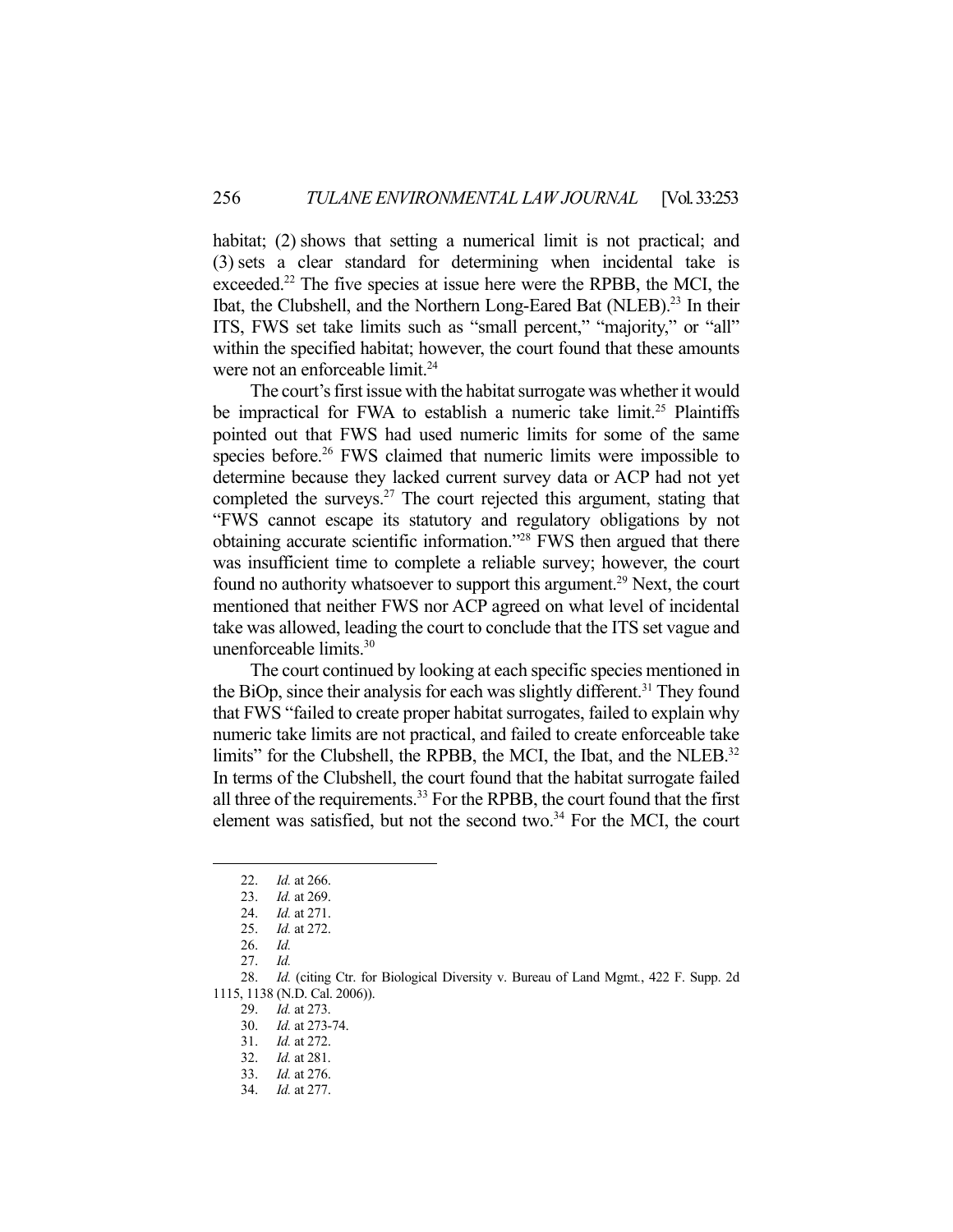habitat; (2) shows that setting a numerical limit is not practical; and (3) sets a clear standard for determining when incidental take is exceeded.[22] The five species at issue here were the RPBB, the MCI, the Ibat, the Clubshell, and the Northern Long-Eared Bat (NLEB).[23] In their ITS, FWS set take limits such as "small percent," "majority," or "all" within the specified habitat; however, the court found that these amounts were not an enforceable limit.[24]

The court's first issue with the habitat surrogate was whether it would be impractical for FWA to establish a numeric take limit.[25] Plaintiffs pointed out that FWS had used numeric limits for some of the same species before.[26] FWS claimed that numeric limits were impossible to determine because they lacked current survey data or ACP had not yet completed the surveys.[27] The court rejected this argument, stating that "FWS cannot escape its statutory and regulatory obligations by not obtaining accurate scientific information."[28] FWS then argued that there was insufficient time to complete a reliable survey; however, the court found no authority whatsoever to support this argument.[29] Next, the court mentioned that neither FWS nor ACP agreed on what level of incidental take was allowed, leading the court to conclude that the ITS set vague and unenforceable limits.[30]

The court continued by looking at each specific species mentioned in the BiOp, since their analysis for each was slightly different.[31] They found that FWS "failed to create proper habitat surrogates, failed to explain why numeric take limits are not practical, and failed to create enforceable take limits" for the Clubshell, the RPBB, the MCI, the Ibat, and the NLEB.[32] In terms of the Clubshell, the court found that the habitat surrogate failed all three of the requirements.[33] For the RPBB, the court found that the first element was satisfied, but not the second two.[34] For the MCI, the court

---

22. *Id.* at 266.
23. *Id.* at 269.
24. *Id.* at 271.
25. *Id.* at 272.
26. *Id.*
27. *Id.*
28. *Id.* (citing Ctr. for Biological Diversity v. Bureau of Land Mgmt., 422 F. Supp. 2d 1115, 1138 (N.D. Cal. 2006)).
29. *Id.* at 273.
30. *Id.* at 273-74.
31. *Id.* at 272.
32. *Id.* at 281.
33. *Id.* at 276.
34. *Id.* at 277.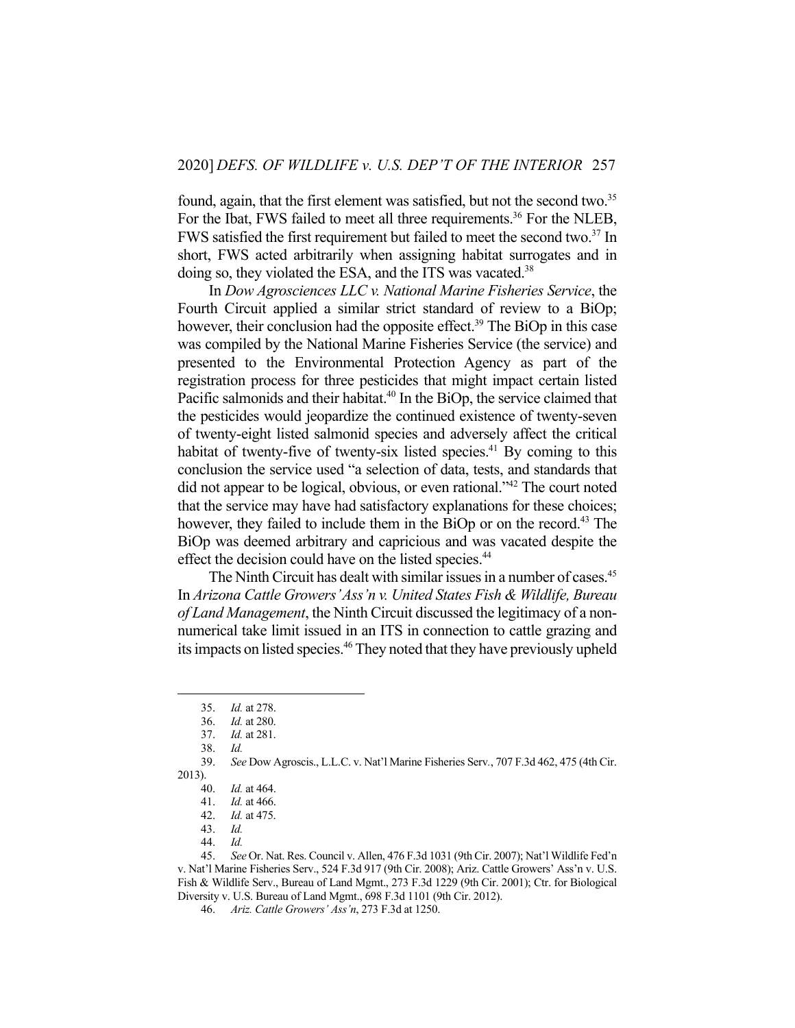found, again, that the first element was satisfied, but not the second two.[35] For the Ibat, FWS failed to meet all three requirements.[36] For the NLEB, FWS satisfied the first requirement but failed to meet the second two.[37] In short, FWS acted arbitrarily when assigning habitat surrogates and in doing so, they violated the ESA, and the ITS was vacated.[38]

In *Dow Agrosciences LLC v. National Marine Fisheries Service*, the Fourth Circuit applied a similar strict standard of review to a BiOp; however, their conclusion had the opposite effect.[39] The BiOp in this case was compiled by the National Marine Fisheries Service (the service) and presented to the Environmental Protection Agency as part of the registration process for three pesticides that might impact certain listed Pacific salmonids and their habitat.[40] In the BiOp, the service claimed that the pesticides would jeopardize the continued existence of twenty-seven of twenty-eight listed salmonid species and adversely affect the critical habitat of twenty-five of twenty-six listed species.[41] By coming to this conclusion the service used "a selection of data, tests, and standards that did not appear to be logical, obvious, or even rational."[42] The court noted that the service may have had satisfactory explanations for these choices; however, they failed to include them in the BiOp or on the record.[43] The BiOp was deemed arbitrary and capricious and was vacated despite the effect the decision could have on the listed species.[44]

The Ninth Circuit has dealt with similar issues in a number of cases.[45] In *Arizona Cattle Growers' Ass'n v. United States Fish & Wildlife, Bureau of Land Management*, the Ninth Circuit discussed the legitimacy of a non-numerical take limit issued in an ITS in connection to cattle grazing and its impacts on listed species.[46] They noted that they have previously upheld

---

35. *Id.* at 278.
36. *Id.* at 280.
37. *Id.* at 281.
38. *Id.*
39. *See* Dow Agroscis., L.L.C. v. Nat'l Marine Fisheries Serv., 707 F.3d 462, 475 (4th Cir. 2013).
40. *Id.* at 464.
41. *Id.* at 466.
42. *Id.* at 475.
43. *Id.*
44. *Id.*
45. *See* Or. Nat. Res. Council v. Allen, 476 F.3d 1031 (9th Cir. 2007); Nat'l Wildlife Fed'n v. Nat'l Marine Fisheries Serv., 524 F.3d 917 (9th Cir. 2008); Ariz. Cattle Growers' Ass'n v. U.S. Fish & Wildlife Serv., Bureau of Land Mgmt., 273 F.3d 1229 (9th Cir. 2001); Ctr. for Biological Diversity v. U.S. Bureau of Land Mgmt., 698 F.3d 1101 (9th Cir. 2012).
46. *Ariz. Cattle Growers' Ass'n*, 273 F.3d at 1250.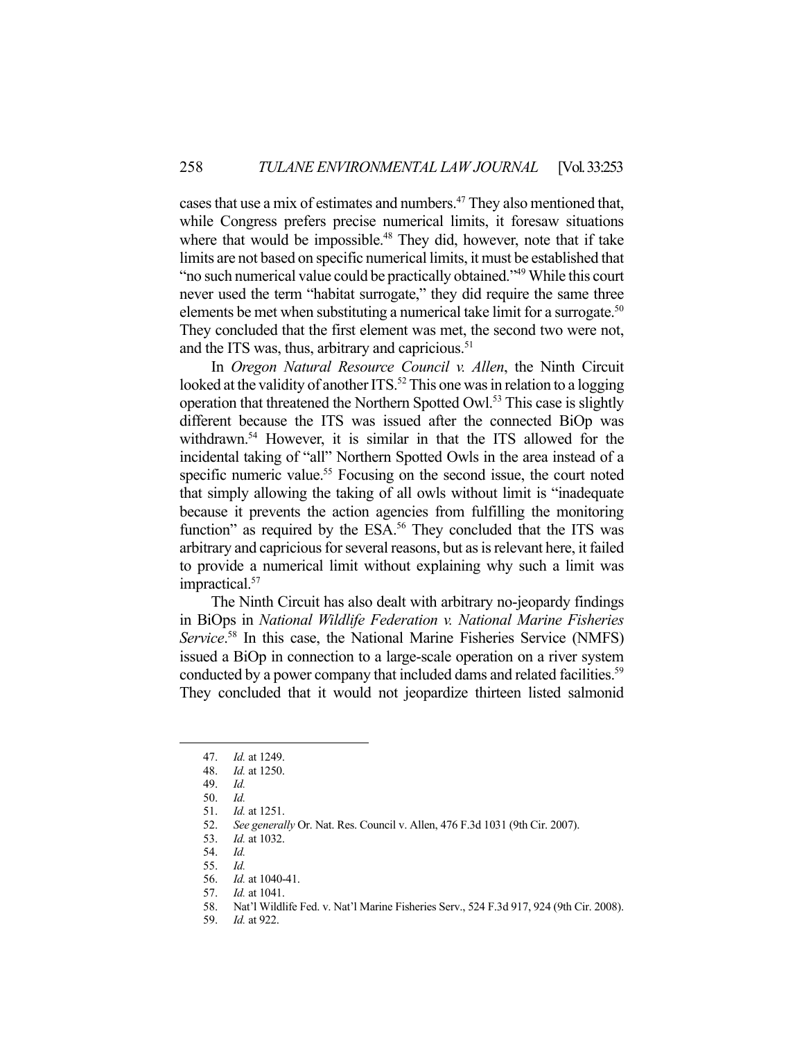cases that use a mix of estimates and numbers.[47] They also mentioned that, while Congress prefers precise numerical limits, it foresaw situations where that would be impossible.[48] They did, however, note that if take limits are not based on specific numerical limits, it must be established that "no such numerical value could be practically obtained."[49] While this court never used the term "habitat surrogate," they did require the same three elements be met when substituting a numerical take limit for a surrogate.[50] They concluded that the first element was met, the second two were not, and the ITS was, thus, arbitrary and capricious.[51]

In *Oregon Natural Resource Council v. Allen*, the Ninth Circuit looked at the validity of another ITS.[52] This one was in relation to a logging operation that threatened the Northern Spotted Owl.[53] This case is slightly different because the ITS was issued after the connected BiOp was withdrawn.[54] However, it is similar in that the ITS allowed for the incidental taking of "all" Northern Spotted Owls in the area instead of a specific numeric value.[55] Focusing on the second issue, the court noted that simply allowing the taking of all owls without limit is "inadequate because it prevents the action agencies from fulfilling the monitoring function" as required by the ESA.[56] They concluded that the ITS was arbitrary and capricious for several reasons, but as is relevant here, it failed to provide a numerical limit without explaining why such a limit was impractical.[57]

The Ninth Circuit has also dealt with arbitrary no-jeopardy findings in BiOps in *National Wildlife Federation v. National Marine Fisheries Service*.[58] In this case, the National Marine Fisheries Service (NMFS) issued a BiOp in connection to a large-scale operation on a river system conducted by a power company that included dams and related facilities.[59] They concluded that it would not jeopardize thirteen listed salmonid

---

47. *Id.* at 1249.
48. *Id.* at 1250.
49. *Id.*
50. *Id.*
51. *Id.* at 1251.
52. *See generally* Or. Nat. Res. Council v. Allen, 476 F.3d 1031 (9th Cir. 2007).
53. *Id.* at 1032.
54. *Id.*
55. *Id.*
56. *Id.* at 1040-41.
57. *Id.* at 1041.
58. Nat'l Wildlife Fed. v. Nat'l Marine Fisheries Serv., 524 F.3d 917, 924 (9th Cir. 2008).
59. *Id.* at 922.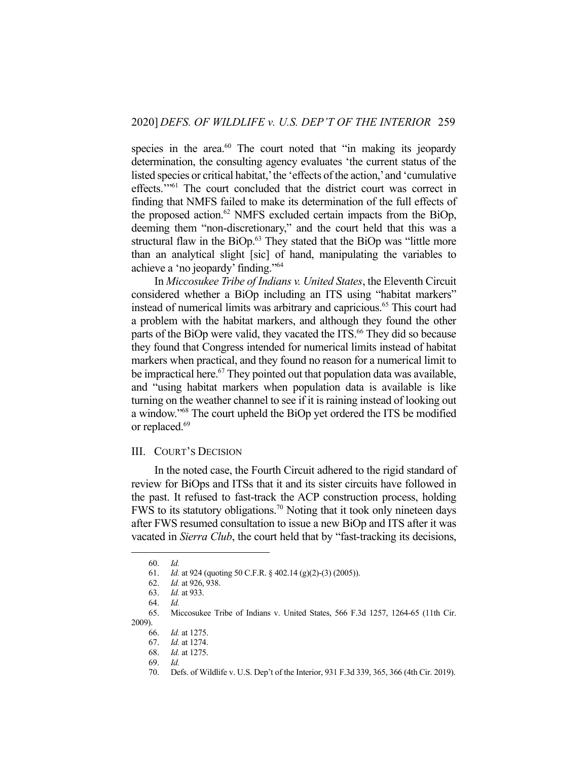species in the area.[60] The court noted that "in making its jeopardy determination, the consulting agency evaluates 'the current status of the listed species or critical habitat,' the 'effects of the action,' and 'cumulative effects.'"[61] The court concluded that the district court was correct in finding that NMFS failed to make its determination of the full effects of the proposed action.[62] NMFS excluded certain impacts from the BiOp, deeming them "non-discretionary," and the court held that this was a structural flaw in the BiOp.[63] They stated that the BiOp was "little more than an analytical slight [sic] of hand, manipulating the variables to achieve a 'no jeopardy' finding."[64]

In *Miccosukee Tribe of Indians v. United States*, the Eleventh Circuit considered whether a BiOp including an ITS using "habitat markers" instead of numerical limits was arbitrary and capricious.[65] This court had a problem with the habitat markers, and although they found the other parts of the BiOp were valid, they vacated the ITS.[66] They did so because they found that Congress intended for numerical limits instead of habitat markers when practical, and they found no reason for a numerical limit to be impractical here.[67] They pointed out that population data was available, and "using habitat markers when population data is available is like turning on the weather channel to see if it is raining instead of looking out a window."[68] The court upheld the BiOp yet ordered the ITS be modified or replaced.[69]

## III. COURT'S DECISION

In the noted case, the Fourth Circuit adhered to the rigid standard of review for BiOps and ITSs that it and its sister circuits have followed in the past. It refused to fast-track the ACP construction process, holding FWS to its statutory obligations.[70] Noting that it took only nineteen days after FWS resumed consultation to issue a new BiOp and ITS after it was vacated in *Sierra Club*, the court held that by "fast-tracking its decisions,

---

60. *Id.*

61. *Id.* at 924 (quoting 50 C.F.R. § 402.14 (g)(2)-(3) (2005)).

62. *Id.* at 926, 938.

63. *Id.* at 933.

64. *Id.*

65. Miccosukee Tribe of Indians v. United States, 566 F.3d 1257, 1264-65 (11th Cir. 2009).

66. *Id.* at 1275.

67. *Id.* at 1274.

68. *Id.* at 1275.

69. *Id.*

70. Defs. of Wildlife v. U.S. Dep't of the Interior, 931 F.3d 339, 365, 366 (4th Cir. 2019).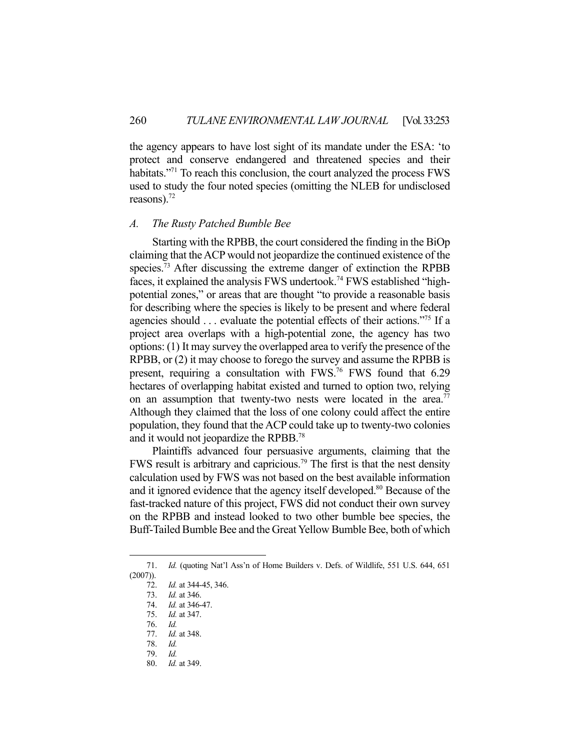the agency appears to have lost sight of its mandate under the ESA: 'to protect and conserve endangered and threatened species and their habitats.'"[71] To reach this conclusion, the court analyzed the process FWS used to study the four noted species (omitting the NLEB for undisclosed reasons).[72]

### *A. The Rusty Patched Bumble Bee*

Starting with the RPBB, the court considered the finding in the BiOp claiming that the ACP would not jeopardize the continued existence of the species.[73] After discussing the extreme danger of extinction the RPBB faces, it explained the analysis FWS undertook.[74] FWS established "high-potential zones," or areas that are thought "to provide a reasonable basis for describing where the species is likely to be present and where federal agencies should . . . evaluate the potential effects of their actions."[75] If a project area overlaps with a high-potential zone, the agency has two options: (1) It may survey the overlapped area to verify the presence of the RPBB, or (2) it may choose to forego the survey and assume the RPBB is present, requiring a consultation with FWS.[76] FWS found that 6.29 hectares of overlapping habitat existed and turned to option two, relying on an assumption that twenty-two nests were located in the area.[77] Although they claimed that the loss of one colony could affect the entire population, they found that the ACP could take up to twenty-two colonies and it would not jeopardize the RPBB.[78]

Plaintiffs advanced four persuasive arguments, claiming that the FWS result is arbitrary and capricious.[79] The first is that the nest density calculation used by FWS was not based on the best available information and it ignored evidence that the agency itself developed.[80] Because of the fast-tracked nature of this project, FWS did not conduct their own survey on the RPBB and instead looked to two other bumble bee species, the Buff-Tailed Bumble Bee and the Great Yellow Bumble Bee, both of which

---

71. *Id.* (quoting Nat'l Ass'n of Home Builders v. Defs. of Wildlife, 551 U.S. 644, 651 (2007)).
72. *Id.* at 344-45, 346.
73. *Id.* at 346.
74. *Id.* at 346-47.
75. *Id.* at 347.
76. *Id.*
77. *Id.* at 348.
78. *Id.*
79. *Id.*
80. *Id.* at 349.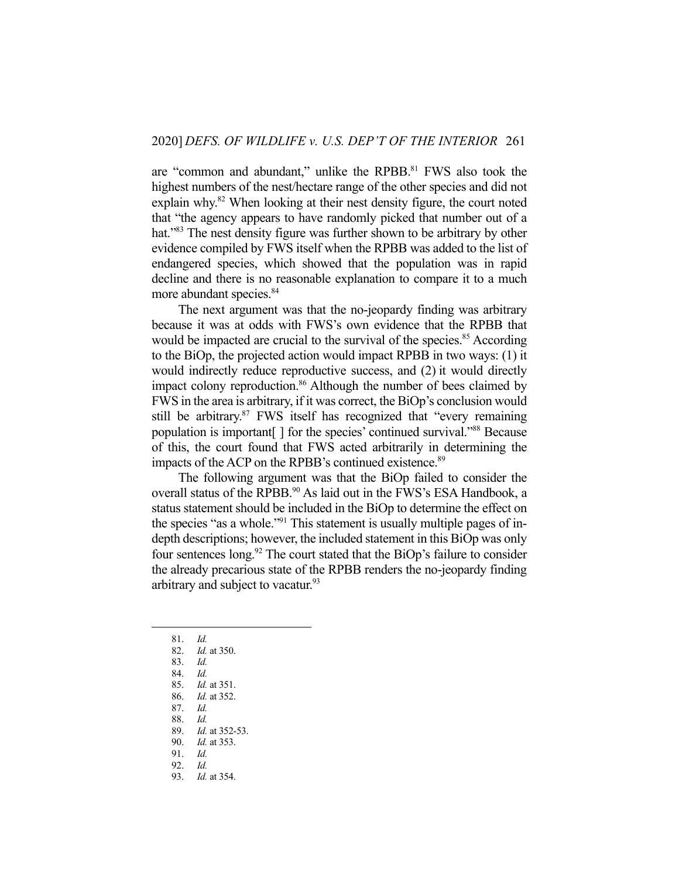are "common and abundant," unlike the RPBB.[81] FWS also took the highest numbers of the nest/hectare range of the other species and did not explain why.[82] When looking at their nest density figure, the court noted that "the agency appears to have randomly picked that number out of a hat."[83] The nest density figure was further shown to be arbitrary by other evidence compiled by FWS itself when the RPBB was added to the list of endangered species, which showed that the population was in rapid decline and there is no reasonable explanation to compare it to a much more abundant species.[84]

The next argument was that the no-jeopardy finding was arbitrary because it was at odds with FWS's own evidence that the RPBB that would be impacted are crucial to the survival of the species.[85] According to the BiOp, the projected action would impact RPBB in two ways: (1) it would indirectly reduce reproductive success, and (2) it would directly impact colony reproduction.[86] Although the number of bees claimed by FWS in the area is arbitrary, if it was correct, the BiOp's conclusion would still be arbitrary.[87] FWS itself has recognized that "every remaining population is important[ ] for the species' continued survival."[88] Because of this, the court found that FWS acted arbitrarily in determining the impacts of the ACP on the RPBB's continued existence.[89]

The following argument was that the BiOp failed to consider the overall status of the RPBB.[90] As laid out in the FWS's ESA Handbook, a status statement should be included in the BiOp to determine the effect on the species "as a whole."[91] This statement is usually multiple pages of in-depth descriptions; however, the included statement in this BiOp was only four sentences long.[92] The court stated that the BiOp's failure to consider the already precarious state of the RPBB renders the no-jeopardy finding arbitrary and subject to vacatur.[93]

---

81. *Id.*
82. *Id.* at 350.
83. *Id.*
84. *Id.*
85. *Id.* at 351.
86. *Id.* at 352.
87. *Id.*
88. *Id.*
89. *Id.* at 352-53.
90. *Id.* at 353.
91. *Id.*
92. *Id.*
93. *Id.* at 354.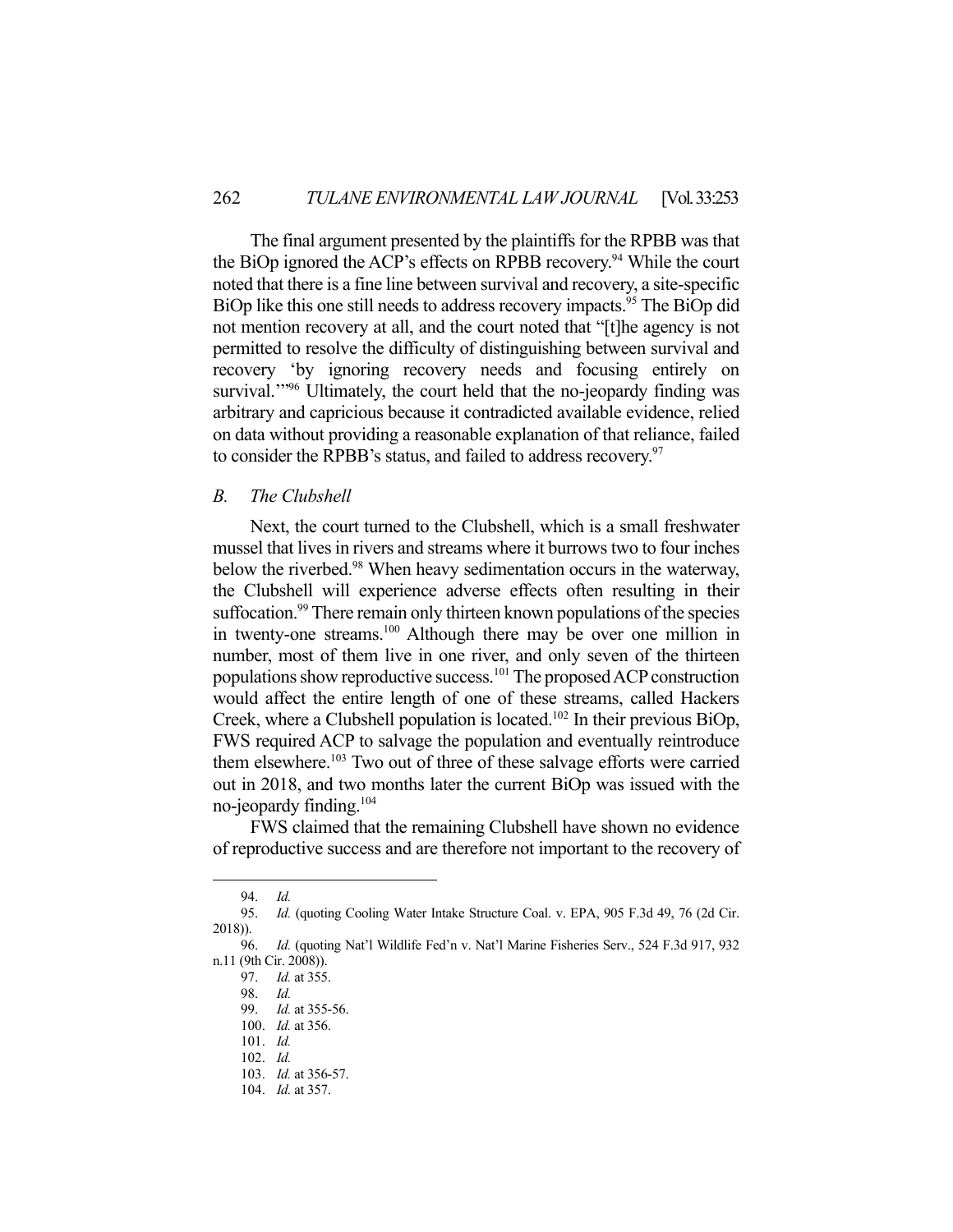The final argument presented by the plaintiffs for the RPBB was that the BiOp ignored the ACP's effects on RPBB recovery.[94] While the court noted that there is a fine line between survival and recovery, a site-specific BiOp like this one still needs to address recovery impacts.[95] The BiOp did not mention recovery at all, and the court noted that "[t]he agency is not permitted to resolve the difficulty of distinguishing between survival and recovery 'by ignoring recovery needs and focusing entirely on survival.'"[96] Ultimately, the court held that the no-jeopardy finding was arbitrary and capricious because it contradicted available evidence, relied on data without providing a reasonable explanation of that reliance, failed to consider the RPBB's status, and failed to address recovery.[97]

## *B. The Clubshell*

Next, the court turned to the Clubshell, which is a small freshwater mussel that lives in rivers and streams where it burrows two to four inches below the riverbed.[98] When heavy sedimentation occurs in the waterway, the Clubshell will experience adverse effects often resulting in their suffocation.[99] There remain only thirteen known populations of the species in twenty-one streams.[100] Although there may be over one million in number, most of them live in one river, and only seven of the thirteen populations show reproductive success.[101] The proposed ACP construction would affect the entire length of one of these streams, called Hackers Creek, where a Clubshell population is located.[102] In their previous BiOp, FWS required ACP to salvage the population and eventually reintroduce them elsewhere.[103] Two out of three of these salvage efforts were carried out in 2018, and two months later the current BiOp was issued with the no-jeopardy finding.[104]

FWS claimed that the remaining Clubshell have shown no evidence of reproductive success and are therefore not important to the recovery of

---

94. *Id.*

95. *Id.* (quoting Cooling Water Intake Structure Coal. v. EPA, 905 F.3d 49, 76 (2d Cir. 2018)).

96. *Id.* (quoting Nat'l Wildlife Fed'n v. Nat'l Marine Fisheries Serv., 524 F.3d 917, 932 n.11 (9th Cir. 2008)).

97. *Id.* at 355.

98. *Id.*

99. *Id.* at 355-56.

100. *Id.* at 356.

101. *Id.*

102. *Id.*

103. *Id.* at 356-57.

104. *Id.* at 357.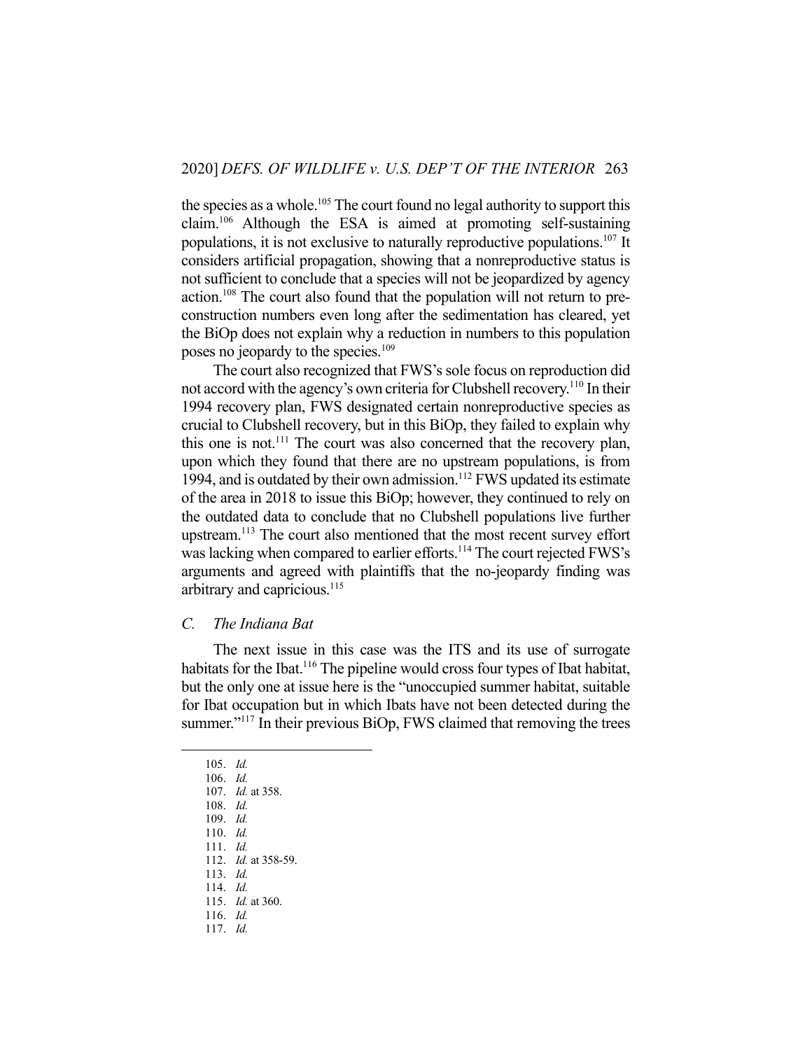the species as a whole.[105] The court found no legal authority to support this claim.[106] Although the ESA is aimed at promoting self-sustaining populations, it is not exclusive to naturally reproductive populations.[107] It considers artificial propagation, showing that a nonreproductive status is not sufficient to conclude that a species will not be jeopardized by agency action.[108] The court also found that the population will not return to pre-construction numbers even long after the sedimentation has cleared, yet the BiOp does not explain why a reduction in numbers to this population poses no jeopardy to the species.[109]

The court also recognized that FWS's sole focus on reproduction did not accord with the agency's own criteria for Clubshell recovery.[110] In their 1994 recovery plan, FWS designated certain nonreproductive species as crucial to Clubshell recovery, but in this BiOp, they failed to explain why this one is not.[111] The court was also concerned that the recovery plan, upon which they found that there are no upstream populations, is from 1994, and is outdated by their own admission.[112] FWS updated its estimate of the area in 2018 to issue this BiOp; however, they continued to rely on the outdated data to conclude that no Clubshell populations live further upstream.[113] The court also mentioned that the most recent survey effort was lacking when compared to earlier efforts.[114] The court rejected FWS's arguments and agreed with plaintiffs that the no-jeopardy finding was arbitrary and capricious.[115]

### *C. The Indiana Bat*

The next issue in this case was the ITS and its use of surrogate habitats for the Ibat.[116] The pipeline would cross four types of Ibat habitat, but the only one at issue here is the "unoccupied summer habitat, suitable for Ibat occupation but in which Ibats have not been detected during the summer."[117] In their previous BiOp, FWS claimed that removing the trees

105. *Id.*
106. *Id.*
107. *Id.* at 358.
108. *Id.*
109. *Id.*
110. *Id.*
111. *Id.*
112. *Id.* at 358-59.
113. *Id.*
114. *Id.*
115. *Id.* at 360.
116. *Id.*
117. *Id.*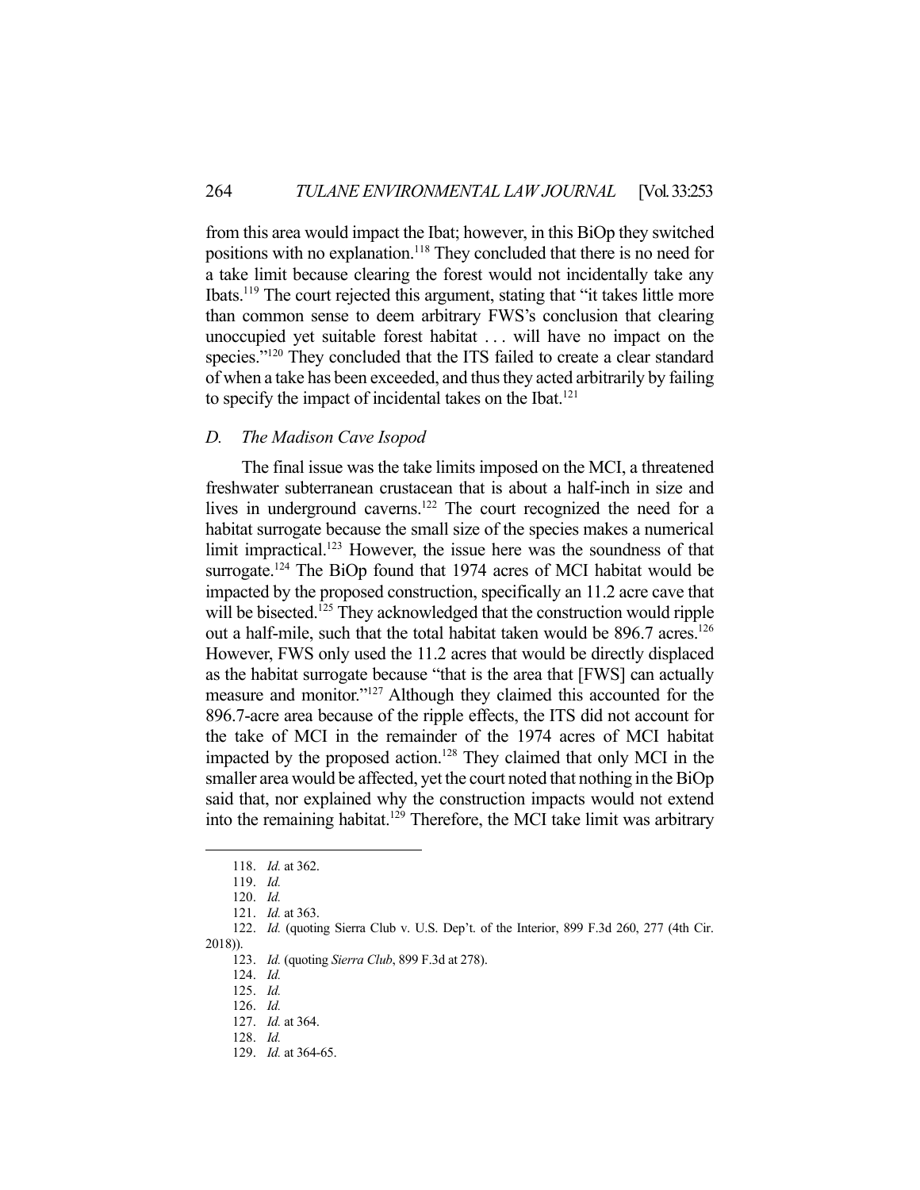from this area would impact the Ibat; however, in this BiOp they switched positions with no explanation.[118] They concluded that there is no need for a take limit because clearing the forest would not incidentally take any Ibats.[119] The court rejected this argument, stating that "it takes little more than common sense to deem arbitrary FWS's conclusion that clearing unoccupied yet suitable forest habitat . . . will have no impact on the species."[120] They concluded that the ITS failed to create a clear standard of when a take has been exceeded, and thus they acted arbitrarily by failing to specify the impact of incidental takes on the Ibat.[121]

### *D. The Madison Cave Isopod*

The final issue was the take limits imposed on the MCI, a threatened freshwater subterranean crustacean that is about a half-inch in size and lives in underground caverns.[122] The court recognized the need for a habitat surrogate because the small size of the species makes a numerical limit impractical.[123] However, the issue here was the soundness of that surrogate.[124] The BiOp found that 1974 acres of MCI habitat would be impacted by the proposed construction, specifically an 11.2 acre cave that will be bisected.[125] They acknowledged that the construction would ripple out a half-mile, such that the total habitat taken would be 896.7 acres.[126] However, FWS only used the 11.2 acres that would be directly displaced as the habitat surrogate because "that is the area that [FWS] can actually measure and monitor."[127] Although they claimed this accounted for the 896.7-acre area because of the ripple effects, the ITS did not account for the take of MCI in the remainder of the 1974 acres of MCI habitat impacted by the proposed action.[128] They claimed that only MCI in the smaller area would be affected, yet the court noted that nothing in the BiOp said that, nor explained why the construction impacts would not extend into the remaining habitat.[129] Therefore, the MCI take limit was arbitrary

---

118. *Id.* at 362.

119. *Id.*

120. *Id.*

121. *Id.* at 363.

122. *Id.* (quoting Sierra Club v. U.S. Dep't. of the Interior, 899 F.3d 260, 277 (4th Cir. 2018)).

123. *Id.* (quoting *Sierra Club*, 899 F.3d at 278).

124. *Id.*

125. *Id.*

126. *Id.*

127. *Id.* at 364.

128. *Id.*

129. *Id.* at 364-65.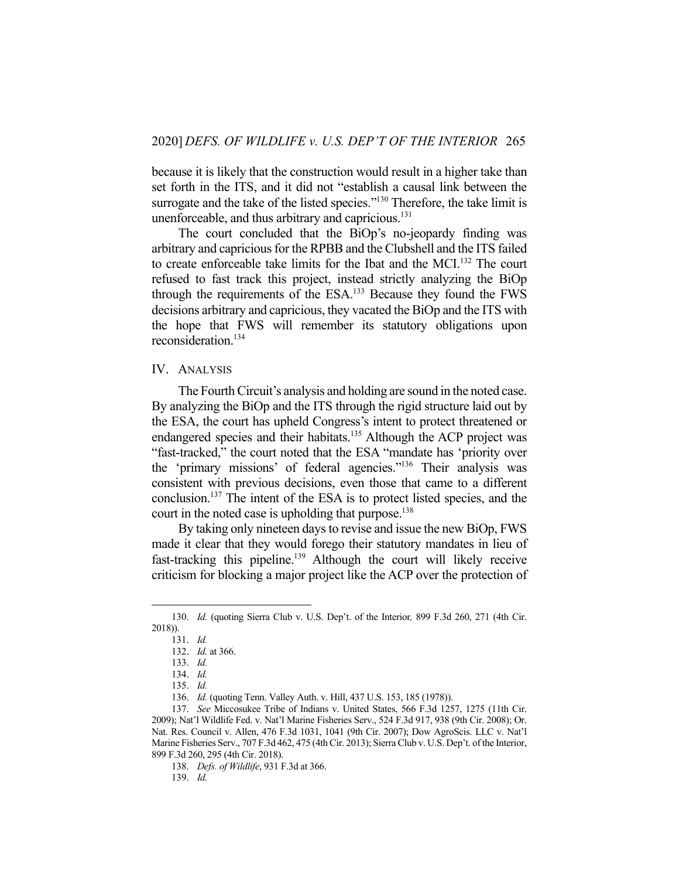because it is likely that the construction would result in a higher take than set forth in the ITS, and it did not "establish a causal link between the surrogate and the take of the listed species."[130] Therefore, the take limit is unenforceable, and thus arbitrary and capricious.[131]

The court concluded that the BiOp's no-jeopardy finding was arbitrary and capricious for the RPBB and the Clubshell and the ITS failed to create enforceable take limits for the Ibat and the MCI.[132] The court refused to fast track this project, instead strictly analyzing the BiOp through the requirements of the ESA.[133] Because they found the FWS decisions arbitrary and capricious, they vacated the BiOp and the ITS with the hope that FWS will remember its statutory obligations upon reconsideration.[134]

## IV. ANALYSIS

The Fourth Circuit's analysis and holding are sound in the noted case. By analyzing the BiOp and the ITS through the rigid structure laid out by the ESA, the court has upheld Congress's intent to protect threatened or endangered species and their habitats.[135] Although the ACP project was "fast-tracked," the court noted that the ESA "mandate has 'priority over the 'primary missions' of federal agencies."[136] Their analysis was consistent with previous decisions, even those that came to a different conclusion.[137] The intent of the ESA is to protect listed species, and the court in the noted case is upholding that purpose.[138]

By taking only nineteen days to revise and issue the new BiOp, FWS made it clear that they would forego their statutory mandates in lieu of fast-tracking this pipeline.[139] Although the court will likely receive criticism for blocking a major project like the ACP over the protection of

---

130. *Id.* (quoting Sierra Club v. U.S. Dep't. of the Interior*,* 899 F.3d 260, 271 (4th Cir. 2018)).

131. *Id.*

132. *Id.* at 366.

133. *Id.*

134. *Id.*

135. *Id.*

136. *Id.* (quoting Tenn. Valley Auth. v. Hill, 437 U.S. 153, 185 (1978)).

137. *See* Miccosukee Tribe of Indians v. United States, 566 F.3d 1257, 1275 (11th Cir. 2009); Nat'l Wildlife Fed. v. Nat'l Marine Fisheries Serv., 524 F.3d 917, 938 (9th Cir. 2008); Or. Nat. Res. Council v. Allen, 476 F.3d 1031, 1041 (9th Cir. 2007); Dow AgroScis. LLC v. Nat'l Marine Fisheries Serv., 707 F.3d 462, 475 (4th Cir. 2013); Sierra Club v. U.S. Dep't. of the Interior, 899 F.3d 260, 295 (4th Cir. 2018).

138. *Defs. of Wildlife*, 931 F.3d at 366.

139. *Id.*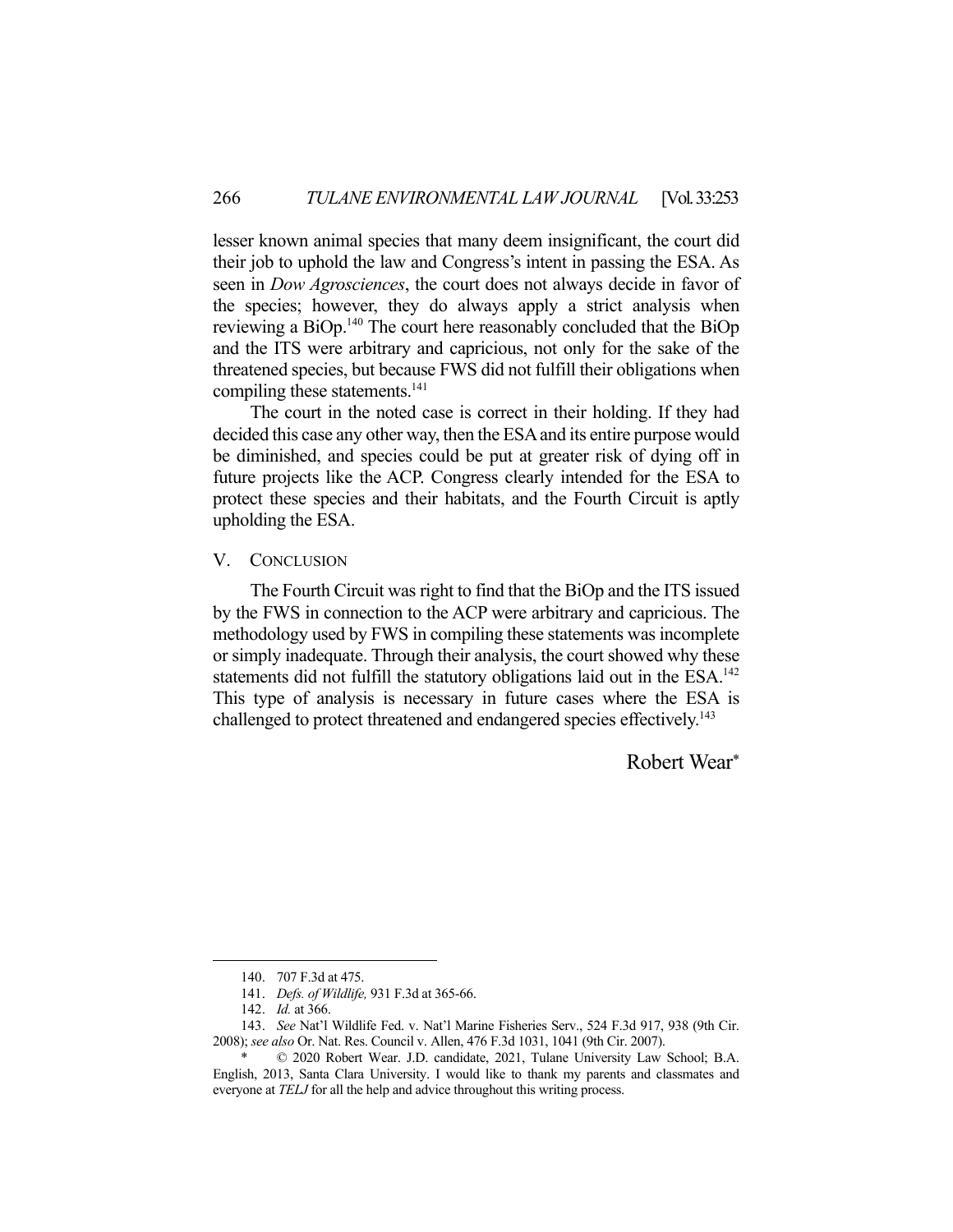lesser known animal species that many deem insignificant, the court did their job to uphold the law and Congress's intent in passing the ESA. As seen in *Dow Agrosciences*, the court does not always decide in favor of the species; however, they do always apply a strict analysis when reviewing a BiOp.[140] The court here reasonably concluded that the BiOp and the ITS were arbitrary and capricious, not only for the sake of the threatened species, but because FWS did not fulfill their obligations when compiling these statements.[141]

The court in the noted case is correct in their holding. If they had decided this case any other way, then the ESA and its entire purpose would be diminished, and species could be put at greater risk of dying off in future projects like the ACP. Congress clearly intended for the ESA to protect these species and their habitats, and the Fourth Circuit is aptly upholding the ESA.

## V. Conclusion

The Fourth Circuit was right to find that the BiOp and the ITS issued by the FWS in connection to the ACP were arbitrary and capricious. The methodology used by FWS in compiling these statements was incomplete or simply inadequate. Through their analysis, the court showed why these statements did not fulfill the statutory obligations laid out in the ESA.[142] This type of analysis is necessary in future cases where the ESA is challenged to protect threatened and endangered species effectively.[143]

Robert Wear*

---

140. 707 F.3d at 475.

141. *Defs. of Wildlife,* 931 F.3d at 365-66.

142. *Id.* at 366.

143. *See* Nat'l Wildlife Fed. v. Nat'l Marine Fisheries Serv., 524 F.3d 917, 938 (9th Cir. 2008); *see also* Or. Nat. Res. Council v. Allen, 476 F.3d 1031, 1041 (9th Cir. 2007).

\* © 2020 Robert Wear. J.D. candidate, 2021, Tulane University Law School; B.A. English, 2013, Santa Clara University. I would like to thank my parents and classmates and everyone at *TELJ* for all the help and advice throughout this writing process.